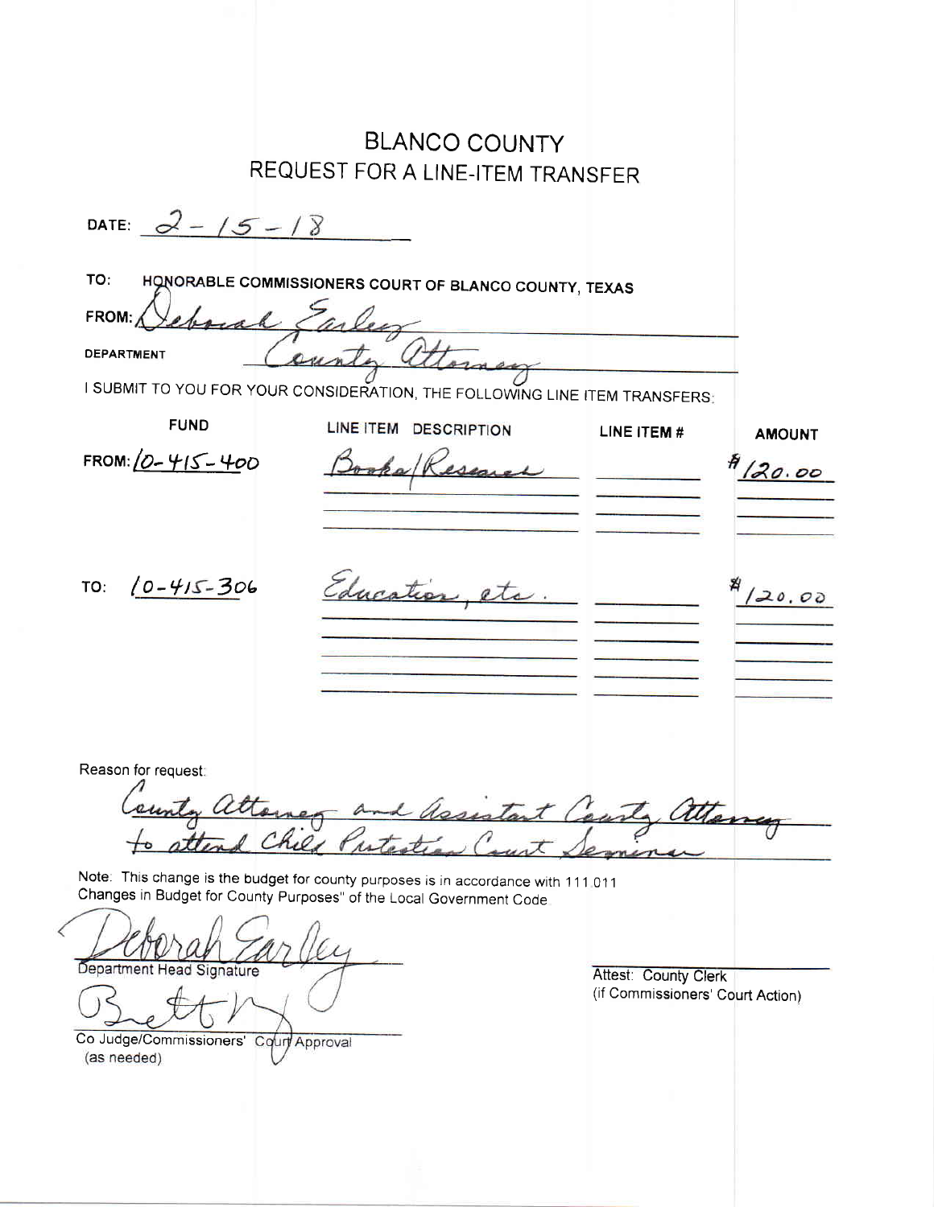# BLANCO COUNTY
## REQUEST FOR A LINE-ITEM TRANSFER

DATE: 2-15-18

TO: HONORABLE COMMISSIONERS COURT OF BLANCO COUNTY, TEXAS

FROM: Deborah Earley

DEPARTMENT: County Attorney

I SUBMIT TO YOU FOR YOUR CONSIDERATION, THE FOLLOWING LINE ITEM TRANSFERS:

| FUND | LINE ITEM DESCRIPTION | LINE ITEM # | AMOUNT |
|---|---|---|---|
| FROM: 10-415-400 | Books/Research | | $120.00 |
| TO: 10-415-306 | Education, etc. | | $120.00 |

Reason for request:

County Attorney and Assistant County Attorney to attend Child Protection Court Seminar

Note: This change is the budget for county purposes is in accordance with 111.011 Changes in Budget for County Purposes" of the Local Government Code

Deborah Earley
Department Head Signature

Brett Bray
Co Judge/Commissioners' Court Approval
(as needed)

Attest: County Clerk
(if Commissioners' Court Action)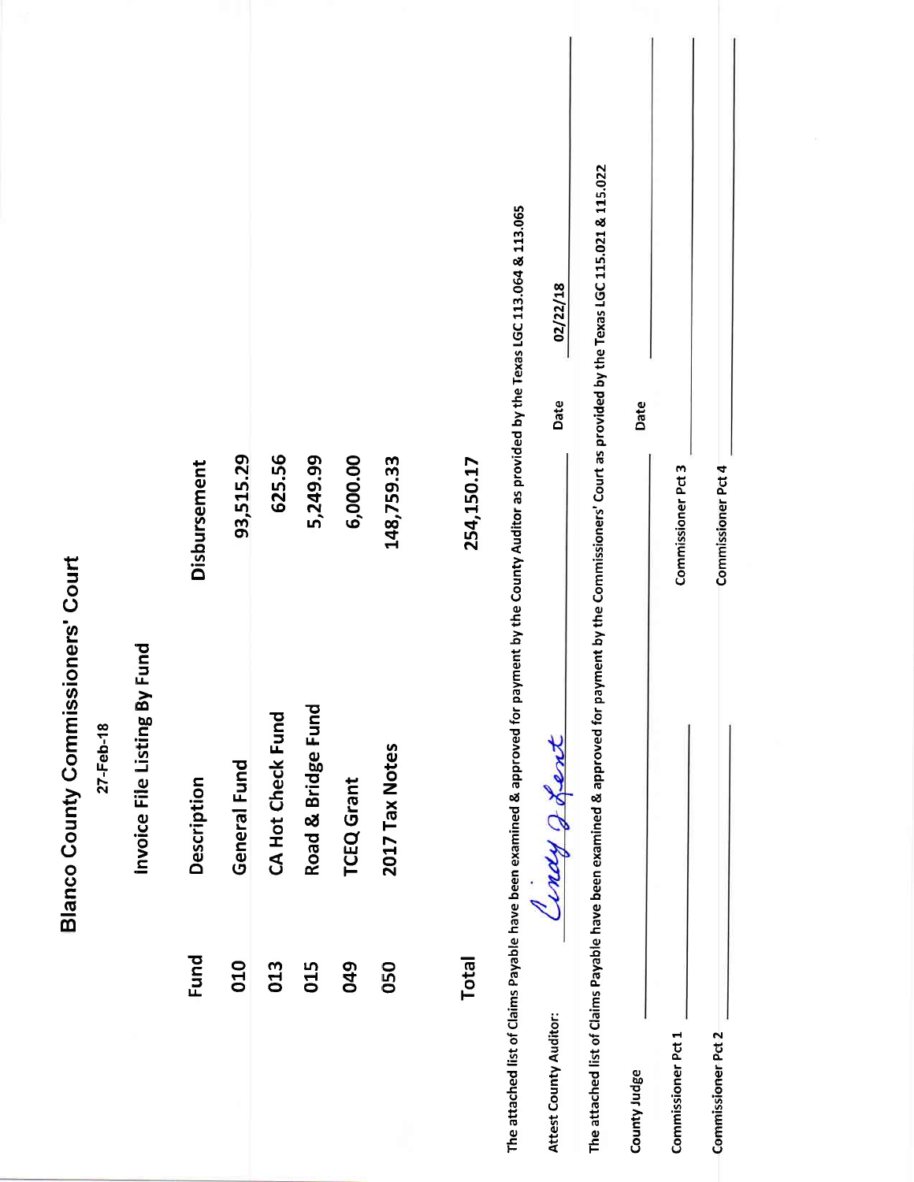# Blanco County Commissioners' Court

27-Feb-18

## Invoice File Listing By Fund

| Fund | Description | Disbursement |
|---|---|---|
| 010 | General Fund | 93,515.29 |
| 013 | CA Hot Check Fund | 625.56 |
| 015 | Road & Bridge Fund | 5,249.99 |
| 049 | TCEQ Grant | 6,000.00 |
| 050 | 2017 Tax Notes | 148,759.33 |
| **Total** | | **254,150.17** |

The attached list of Claims Payable have been examined & approved for payment by the County Auditor as provided by the Texas LGC 113.064 & 113.065

Attest County Auditor: Cindy J Kent Date 02/22/18

The attached list of Claims Payable have been examined & approved for payment by the Commissioners' Court as provided by the Texas LGC 115.021 & 115.022

County Judge ______________________ Date ______________________

Commissioner Pct 1 ______________________ Commissioner Pct 3 ______________________

Commissioner Pct 2 ______________________ Commissioner Pct 4 ______________________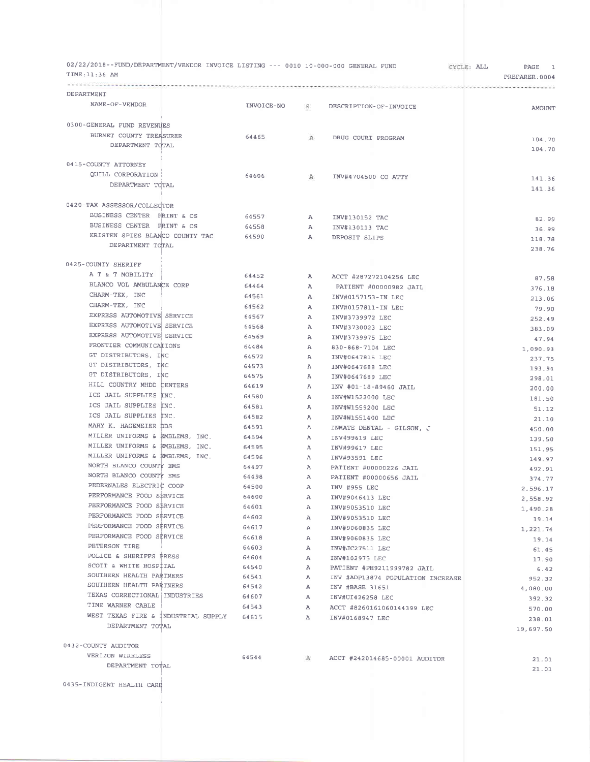02/22/2018--FUND/DEPARTMENT/VENDOR INVOICE LISTING --- 0010 10-000-000 GENERAL FUND CYCLE: ALL PAGE 1

TIME:11:36 AM PREPARER:0004

| DEPARTMENT / NAME-OF-VENDOR | INVOICE-NO | S | DESCRIPTION-OF-INVOICE | AMOUNT |
|---|---|---|---|---|
| **0300-GENERAL FUND REVENUES** | | | | |
| BURNET COUNTY TREASURER | 64465 | A | DRUG COURT PROGRAM | 104.70 |
| DEPARTMENT TOTAL | | | | 104.70 |
| **0415-COUNTY ATTORNEY** | | | | |
| QUILL CORPORATION | 64606 | A | INV#4704500 CO ATTY | 141.36 |
| DEPARTMENT TOTAL | | | | 141.36 |
| **0420-TAX ASSESSOR/COLLECTOR** | | | | |
| BUSINESS CENTER PRINT & OS | 64557 | A | INV#130152 TAC | 82.99 |
| BUSINESS CENTER PRINT & OS | 64558 | A | INV#130113 TAC | 36.99 |
| KRISTEN SPIES BLANCO COUNTY TAC | 64590 | A | DEPOSIT SLIPS | 118.78 |
| DEPARTMENT TOTAL | | | | 238.76 |
| **0425-COUNTY SHERIFF** | | | | |
| A T & T MOBILITY | 64452 | A | ACCT #287272104256 LEC | 87.58 |
| BLANCO VOL AMBULANCE CORP | 64464 | A | PATIENT #00000982 JAIL | 376.18 |
| CHARM-TEX, INC | 64561 | A | INV#0157153-IN LEC | 213.06 |
| CHARM-TEX, INC | 64562 | A | INV#0157811-IN LEC | 79.90 |
| EXPRESS AUTOMOTIVE SERVICE | 64567 | A | INV#3739972 LEC | 252.49 |
| EXPRESS AUTOMOTIVE SERVICE | 64568 | A | INV#3730023 LEC | 383.09 |
| EXPRESS AUTOMOTIVE SERVICE | 64569 | A | INV#3739975 LEC | 47.94 |
| FRONTIER COMMUNICATIONS | 64484 | A | 830-868-7104 LEC | 1,090.93 |
| GT DISTRIBUTORS, INC | 64572 | A | INV#0647815 LEC | 237.75 |
| GT DISTRIBUTORS, INC | 64573 | A | INV#0647688 LEC | 193.94 |
| GT DISTRIBUTORS, INC | 64575 | A | INV#0647689 LEC | 298.01 |
| HILL COUNTRY MHDD CENTERS | 64619 | A | INV #01-18-89460 JAIL | 200.00 |
| ICS JAIL SUPPLIES INC. | 64580 | A | INV#W1522000 LEC | 181.50 |
| ICS JAIL SUPPLIES INC. | 64581 | A | INV#W1559200 LEC | 51.12 |
| ICS JAIL SUPPLIES INC. | 64582 | A | INV#W1551400 LEC | 21.10 |
| MARY K. HAGEMEIER DDS | 64591 | A | INMATE DENTAL - GILSON, J | 450.00 |
| MILLER UNIFORMS & EMBLEMS, INC. | 64594 | A | INV#99619 LEC | 139.50 |
| MILLER UNIFORMS & EMBLEMS, INC. | 64595 | A | INV#99617 LEC | 151.95 |
| MILLER UNIFORMS & EMBLEMS, INC. | 64596 | A | INV#93591 LEC | 149.97 |
| NORTH BLANCO COUNTY EMS | 64497 | A | PATIENT #00000226 JAIL | 492.91 |
| NORTH BLANCO COUNTY EMS | 64498 | A | PATIENT #00000656 JAIL | 374.77 |
| PEDERNALES ELECTRIC COOP | 64500 | A | INV #955 LEC | 2,596.17 |
| PERFORMANCE FOOD SERVICE | 64600 | A | INV#9046413 LEC | 2,558.92 |
| PERFORMANCE FOOD SERVICE | 64601 | A | INV#9053510 LEC | 1,490.28 |
| PERFORMANCE FOOD SERVICE | 64602 | A | INV#9053510 LEC | 19.14 |
| PERFORMANCE FOOD SERVICE | 64617 | A | INV#9060835 LEC | 1,221.74 |
| PERFORMANCE FOOD SERVICE | 64618 | A | INV#9060835 LEC | 19.14 |
| PETERSON TIRE | 64603 | A | INV#JC27511 LEC | 61.45 |
| POLICE & SHERIFFS PRESS | 64604 | A | INV#102975 LEC | 17.90 |
| SCOTT & WHITE HOSPITAL | 64540 | A | PATIENT #PH9211999782 JAIL | 6.42 |
| SOUTHERN HEALTH PARTNERS | 64541 | A | INV #ADP13874 POPULATION INCREASE | 952.32 |
| SOUTHERN HEALTH PARTNERS | 64542 | A | INV #BASE 31651 | 4,080.00 |
| TEXAS CORRECTIONAL INDUSTRIES | 64607 | A | INV#UI426258 LEC | 392.32 |
| TIME WARNER CABLE | 64543 | A | ACCT #8260161060144399 LEC | 570.00 |
| WEST TEXAS FIRE & INDUSTRIAL SUPPLY | 64615 | A | INV#0168947 LEC | 238.01 |
| DEPARTMENT TOTAL | | | | 19,697.50 |
| **0432-COUNTY AUDITOR** | | | | |
| VERIZON WIRELESS | 64544 | A | ACCT #242014685-00001 AUDITOR | 21.01 |
| DEPARTMENT TOTAL | | | | 21.01 |
| **0435-INDIGENT HEALTH CARE** | | | | |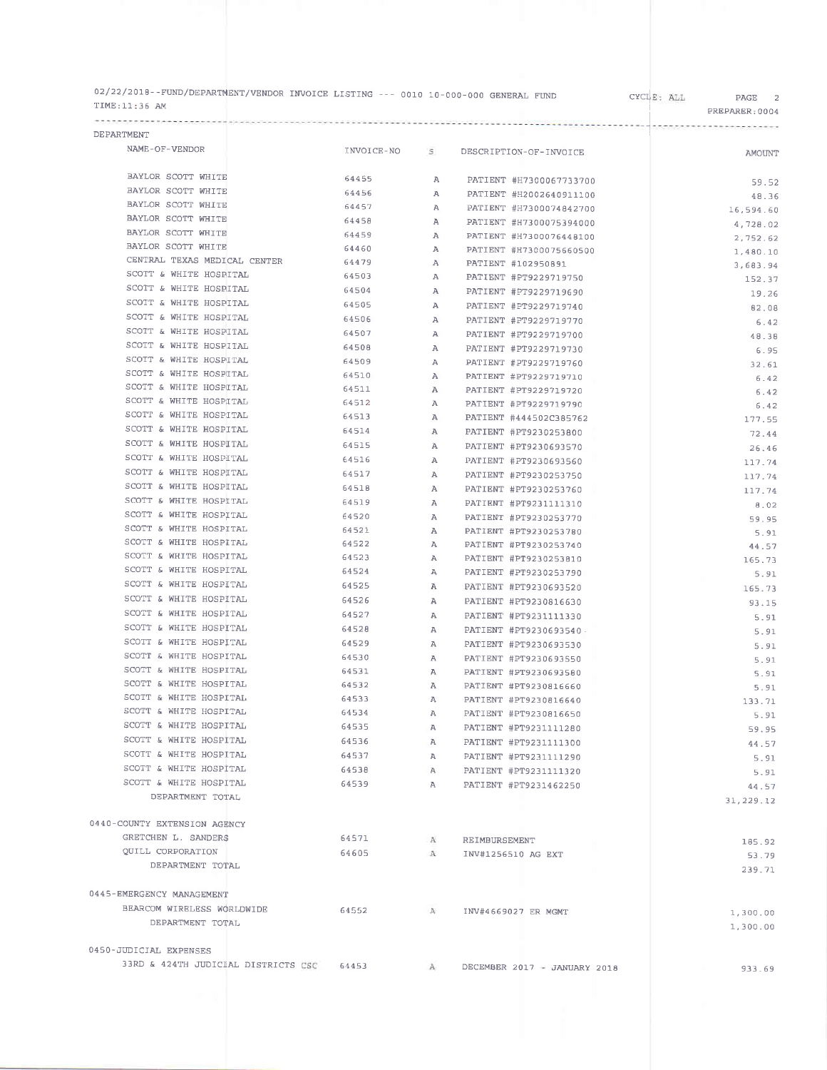02/22/2018--FUND/DEPARTMENT/VENDOR INVOICE LISTING --- 0010 10-000-000 GENERAL FUND

TIME:11:36 AM

CYCLE: ALL

PREPARER:0004

| DEPARTMENT NAME-OF-VENDOR | INVOICE-NO | S | DESCRIPTION-OF-INVOICE | AMOUNT |
|---|---|---|---|---|
| BAYLOR SCOTT WHITE | 64455 | A | PATIENT #H7300067733700 | 59.52 |
| BAYLOR SCOTT WHITE | 64456 | A | PATIENT #H2002640911100 | 48.36 |
| BAYLOR SCOTT WHITE | 64457 | A | PATIENT #H7300074842700 | 16,594.60 |
| BAYLOR SCOTT WHITE | 64458 | A | PATIENT #H7300075394000 | 4,728.02 |
| BAYLOR SCOTT WHITE | 64459 | A | PATIENT #H7300076448100 | 2,752.62 |
| BAYLOR SCOTT WHITE | 64460 | A | PATIENT #H7300075660500 | 1,480.10 |
| CENTRAL TEXAS MEDICAL CENTER | 64479 | A | PATIENT #102950891 | 3,683.94 |
| SCOTT & WHITE HOSPITAL | 64503 | A | PATIENT #PT9229719750 | 152.37 |
| SCOTT & WHITE HOSPITAL | 64504 | A | PATIENT #PT9229719690 | 19.26 |
| SCOTT & WHITE HOSPITAL | 64505 | A | PATIENT #PT9229719740 | 82.08 |
| SCOTT & WHITE HOSPITAL | 64506 | A | PATIENT #PT9229719770 | 6.42 |
| SCOTT & WHITE HOSPITAL | 64507 | A | PATIENT #PT9229719700 | 48.38 |
| SCOTT & WHITE HOSPITAL | 64508 | A | PATIENT #PT9229719730 | 6.95 |
| SCOTT & WHITE HOSPITAL | 64509 | A | PATIENT #PT9229719760 | 32.61 |
| SCOTT & WHITE HOSPITAL | 64510 | A | PATIENT #PT9229719710 | 6.42 |
| SCOTT & WHITE HOSPITAL | 64511 | A | PATIENT #PT9229719720 | 6.42 |
| SCOTT & WHITE HOSPITAL | 64512 | A | PATIENT #PT9229719790 | 6.42 |
| SCOTT & WHITE HOSPITAL | 64513 | A | PATIENT #444502C385762 | 177.55 |
| SCOTT & WHITE HOSPITAL | 64514 | A | PATIENT #PT9230253800 | 72.44 |
| SCOTT & WHITE HOSPITAL | 64515 | A | PATIENT #PT9230693570 | 26.46 |
| SCOTT & WHITE HOSPITAL | 64516 | A | PATIENT #PT9230693560 | 117.74 |
| SCOTT & WHITE HOSPITAL | 64517 | A | PATIENT #PT9230253750 | 117.74 |
| SCOTT & WHITE HOSPITAL | 64518 | A | PATIENT #PT9230253760 | 117.74 |
| SCOTT & WHITE HOSPITAL | 64519 | A | PATIENT #PT9231111310 | 8.02 |
| SCOTT & WHITE HOSPITAL | 64520 | A | PATIENT #PT9230253770 | 59.95 |
| SCOTT & WHITE HOSPITAL | 64521 | A | PATIENT #PT9230253780 | 5.91 |
| SCOTT & WHITE HOSPITAL | 64522 | A | PATIENT #PT9230253740 | 44.57 |
| SCOTT & WHITE HOSPITAL | 64523 | A | PATIENT #PT9230253810 | 165.73 |
| SCOTT & WHITE HOSPITAL | 64524 | A | PATIENT #PT9230253790 | 5.91 |
| SCOTT & WHITE HOSPITAL | 64525 | A | PATIENT #PT9230693520 | 165.73 |
| SCOTT & WHITE HOSPITAL | 64526 | A | PATIENT #PT9230816630 | 93.15 |
| SCOTT & WHITE HOSPITAL | 64527 | A | PATIENT #PT9231111330 | 5.91 |
| SCOTT & WHITE HOSPITAL | 64528 | A | PATIENT #PT9230693540 | 5.91 |
| SCOTT & WHITE HOSPITAL | 64529 | A | PATIENT #PT9230693530 | 5.91 |
| SCOTT & WHITE HOSPITAL | 64530 | A | PATIENT #PT9230693550 | 5.91 |
| SCOTT & WHITE HOSPITAL | 64531 | A | PATIENT #PT9230693580 | 5.91 |
| SCOTT & WHITE HOSPITAL | 64532 | A | PATIENT #PT9230816660 | 5.91 |
| SCOTT & WHITE HOSPITAL | 64533 | A | PATIENT #PT9230816640 | 133.71 |
| SCOTT & WHITE HOSPITAL | 64534 | A | PATIENT #PT9230816650 | 5.91 |
| SCOTT & WHITE HOSPITAL | 64535 | A | PATIENT #PT9231111280 | 59.95 |
| SCOTT & WHITE HOSPITAL | 64536 | A | PATIENT #PT9231111300 | 44.57 |
| SCOTT & WHITE HOSPITAL | 64537 | A | PATIENT #PT9231111290 | 5.91 |
| SCOTT & WHITE HOSPITAL | 64538 | A | PATIENT #PT9231111320 | 5.91 |
| SCOTT & WHITE HOSPITAL | 64539 | A | PATIENT #PT9231462250 | 44.57 |
| DEPARTMENT TOTAL | | | | 31,229.12 |
| 0440-COUNTY EXTENSION AGENCY | | | | |
| GRETCHEN L. SANDERS | 64571 | A | REIMBURSEMENT | 185.92 |
| QUILL CORPORATION | 64605 | A | INV#1256510 AG EXT | 53.79 |
| DEPARTMENT TOTAL | | | | 239.71 |
| 0445-EMERGENCY MANAGEMENT | | | | |
| BEARCOM WIRELESS WORLDWIDE | 64552 | A | INV#4669027 ER MGMT | 1,300.00 |
| DEPARTMENT TOTAL | | | | 1,300.00 |
| 0450-JUDICIAL EXPENSES | | | | |
| 33RD & 424TH JUDICIAL DISTRICTS CSC | 64453 | A | DECEMBER 2017 - JANUARY 2018 | 933.69 |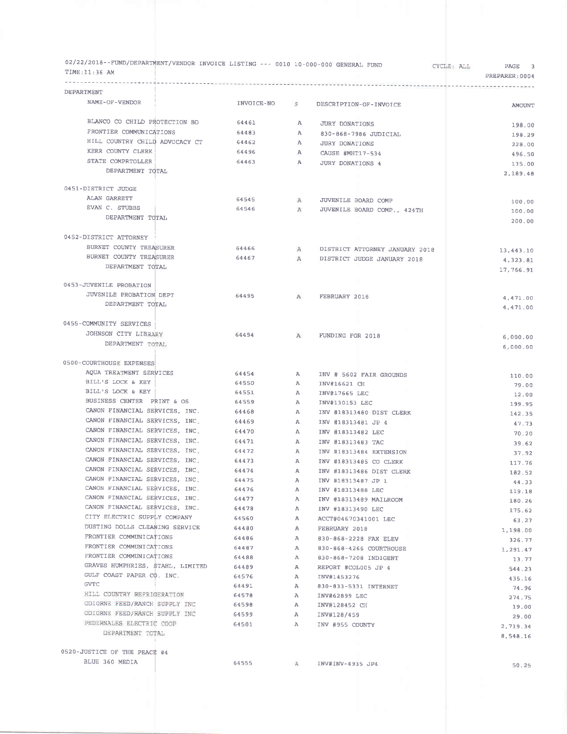02/22/2018--FUND/DEPARTMENT/VENDOR INVOICE LISTING --- 0010 10-000-000 GENERAL FUND CYCLE: ALL PAGE 3
TIME:11:36 AM PREPARER:0004

| DEPARTMENT / NAME-OF-VENDOR | INVOICE-NO | S | DESCRIPTION-OF-INVOICE | AMOUNT |
|---|---|---|---|---|
| BLANCO CO CHILD PROTECTION BD | 64461 | A | JURY DONATIONS | 198.00 |
| FRONTIER COMMUNICATIONS | 64483 | A | 830-868-7986 JUDICIAL | 198.29 |
| HILL COUNTRY CHILD ADVOCACY CT | 64462 | A | JURY DONATIONS | 228.00 |
| KERR COUNTY CLERK | 64496 | A | CAUSE #MHT17-534 | 496.50 |
| STATE COMPRTOLLER | 64463 | A | JURY DONATIONS 4 | 135.00 |
| DEPARTMENT TOTAL | | | | 2,189.48 |
| **0451-DISTRICT JUDGE** | | | | |
| ALAN GARRETT | 64545 | A | JUVENILE BOARD COMP | 100.00 |
| EVAN C. STUBBS | 64546 | A | JUVENILE BOARD COMP., 424TH | 100.00 |
| DEPARTMENT TOTAL | | | | 200.00 |
| **0452-DISTRICT ATTORNEY** | | | | |
| BURNET COUNTY TREASURER | 64466 | A | DISTRICT ATTORNEY JANUARY 2018 | 13,443.10 |
| BURNET COUNTY TREASURER | 64467 | A | DISTRICT JUDGE JANUARY 2018 | 4,323.81 |
| DEPARTMENT TOTAL | | | | 17,766.91 |
| **0453-JUVENILE PROBATION** | | | | |
| JUVENILE PROBATION DEPT | 64495 | A | FEBRUARY 2018 | 4,471.00 |
| DEPARTMENT TOTAL | | | | 4,471.00 |
| **0455-COMMUNITY SERVICES** | | | | |
| JOHNSON CITY LIBRARY | 64494 | A | FUNDING FOR 2018 | 6,000.00 |
| DEPARTMENT TOTAL | | | | 6,000.00 |
| **0500-COURTHOUSE EXPENSES** | | | | |
| AQUA TREATMENT SERVICES | 64454 | A | INV # 5602 FAIR GROUNDS | 110.00 |
| BILL'S LOCK & KEY | 64550 | A | INV#16621 CH | 79.00 |
| BILL'S LOCK & KEY | 64551 | A | INV#17665 LEC | 12.00 |
| BUSINESS CENTER PRINT & OS | 64559 | A | INV#130153 LEC | 199.95 |
| CANON FINANCIAL SERVICES, INC. | 64468 | A | INV #18313480 DIST CLERK | 142.35 |
| CANON FINANCIAL SERVICES, INC. | 64469 | A | INV #18313481 JP 4 | 47.73 |
| CANON FINANCIAL SERVICES, INC. | 64470 | A | INV #18313482 LEC | 70.20 |
| CANON FINANCIAL SERVICES, INC. | 64471 | A | INV #18313483 TAC | 39.62 |
| CANON FINANCIAL SERVICES, INC. | 64472 | A | INV #18313484 EXTENSION | 37.92 |
| CANON FINANCIAL SERVICES, INC. | 64473 | A | INV #18313485 CO CLERK | 117.76 |
| CANON FINANCIAL SERVICES, INC. | 64474 | A | INV #18313486 DIST CLERK | 182.52 |
| CANON FINANCIAL SERVICES, INC. | 64475 | A | INV #18313487 JP 1 | 44.33 |
| CANON FINANCIAL SERVICES, INC. | 64476 | A | INV #18313488 LEC | 119.18 |
| CANON FINANCIAL SERVICES, INC. | 64477 | A | INV #18313489 MAILROOM | 180.26 |
| CANON FINANCIAL SERVICES, INC. | 64478 | A | INV #18313490 LEC | 175.62 |
| CITY ELECTRIC SUPPLY COMPANY | 64560 | A | ACCT#04670341001 LEC | 63.27 |
| DUSTING DOLLS CLEANING SERVICE | 64480 | A | FEBRUARY 2018 | 1,198.00 |
| FRONTIER COMMUNICATIONS | 64486 | A | 830-868-2228 FAX ELEV | 326.77 |
| FRONTIER COMMUNICATIONS | 64487 | A | 830-868-4266 COURTHOUSE | 1,291.47 |
| FRONTIER COMMUNICATIONS | 64488 | A | 830-868-7208 INDIGENT | 13.77 |
| GRAVES HUMPHRIES, STAHL, LIMITED | 64489 | A | REPORT #COL005 JP 4 | 544.23 |
| GULF COAST PAPER CO. INC. | 64576 | A | INV#1453276 | 435.16 |
| GVTC | 64491 | A | 830-833-5331 INTERNET | 74.96 |
| HILL COUNTRY REFRIGERATION | 64578 | A | INV#62899 LEC | 274.75 |
| ODIORNE FEED/RANCH SUPPLY INC | 64598 | A | INV#128452 CH | 19.00 |
| ODIORNE FEED/RANCH SUPPLY INC | 64599 | A | INV#128/459 | 29.00 |
| PEDERNALES ELECTRIC COOP | 64501 | A | INV #955 COUNTY | 2,719.34 |
| DEPARTMENT TOTAL | | | | 8,548.16 |
| **0520-JUSTICE OF THE PEACE #4** | | | | |
| BLUE 360 MEDIA | 64555 | A | INV#INV-4935 JP4 | 50.25 |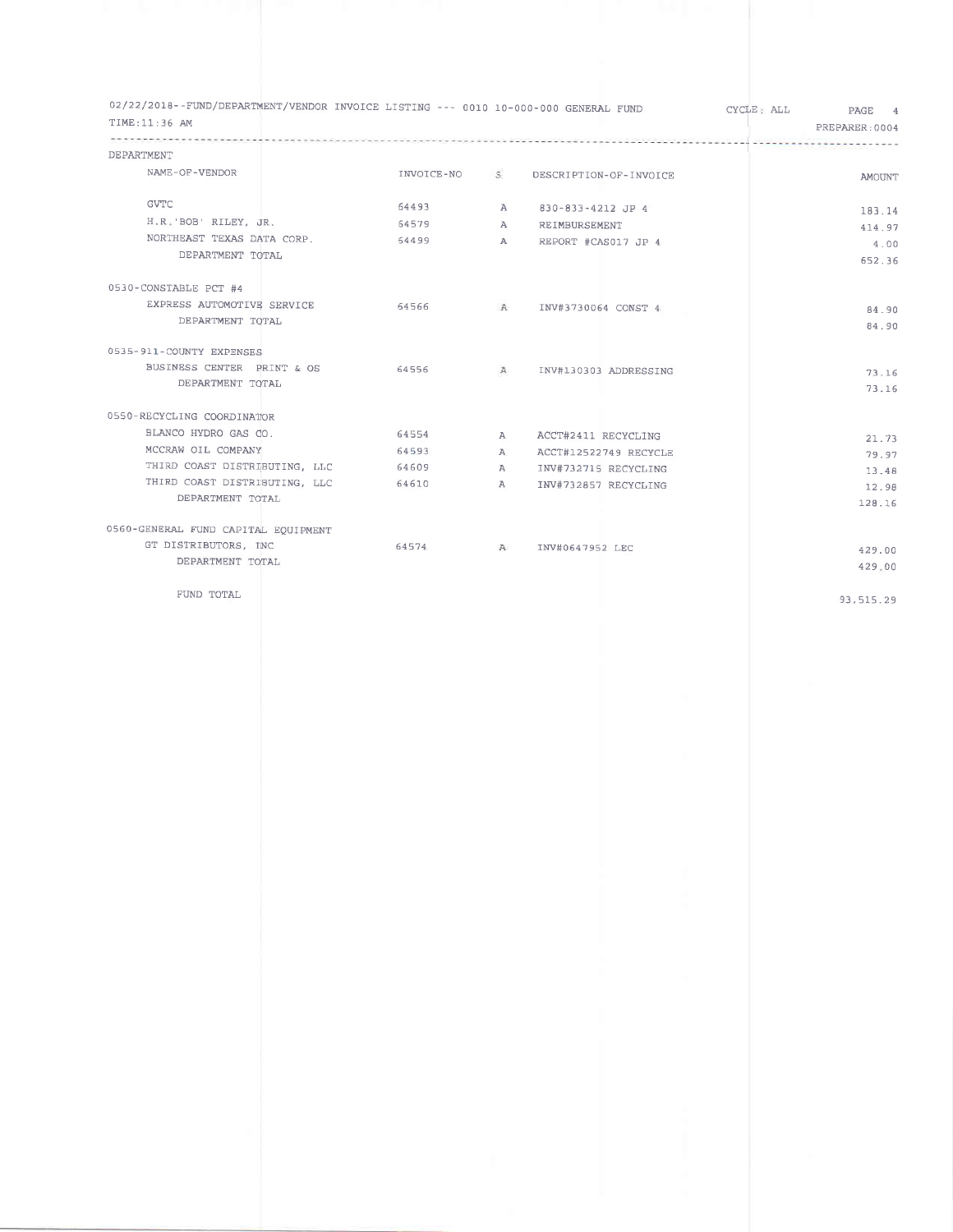02/22/2018--FUND/DEPARTMENT/VENDOR INVOICE LISTING --- 0010 10-000-000 GENERAL FUND CYCLE: ALL

TIME:11:36 AM PREPARER:0004

| DEPARTMENT / NAME-OF-VENDOR | INVOICE-NO | S | DESCRIPTION-OF-INVOICE | AMOUNT |
|---|---|---|---|---|
| GVTC | 64493 | A | 830-833-4212 JP 4 | 183.14 |
| H.R.'BOB' RILEY, JR. | 64579 | A | REIMBURSEMENT | 414.97 |
| NORTHEAST TEXAS DATA CORP. | 64499 | A | REPORT #CAS017 JP 4 | 4.00 |
| DEPARTMENT TOTAL | | | | 652.36 |
| **0530-CONSTABLE PCT #4** | | | | |
| EXPRESS AUTOMOTIVE SERVICE | 64566 | A | INV#3730064 CONST 4 | 84.90 |
| DEPARTMENT TOTAL | | | | 84.90 |
| **0535-911-COUNTY EXPENSES** | | | | |
| BUSINESS CENTER PRINT & OS | 64556 | A | INV#130303 ADDRESSING | 73.16 |
| DEPARTMENT TOTAL | | | | 73.16 |
| **0550-RECYCLING COORDINATOR** | | | | |
| BLANCO HYDRO GAS CO. | 64554 | A | ACCT#2411 RECYCLING | 21.73 |
| MCCRAW OIL COMPANY | 64593 | A | ACCT#12522749 RECYCLE | 79.97 |
| THIRD COAST DISTRIBUTING, LLC | 64609 | A | INV#732715 RECYCLING | 13.48 |
| THIRD COAST DISTRIBUTING, LLC | 64610 | A | INV#732857 RECYCLING | 12.98 |
| DEPARTMENT TOTAL | | | | 128.16 |
| **0560-GENERAL FUND CAPITAL EQUIPMENT** | | | | |
| GT DISTRIBUTORS, INC | 64574 | A | INV#0647952 LEC | 429.00 |
| DEPARTMENT TOTAL | | | | 429.00 |
| FUND TOTAL | | | | 93,515.29 |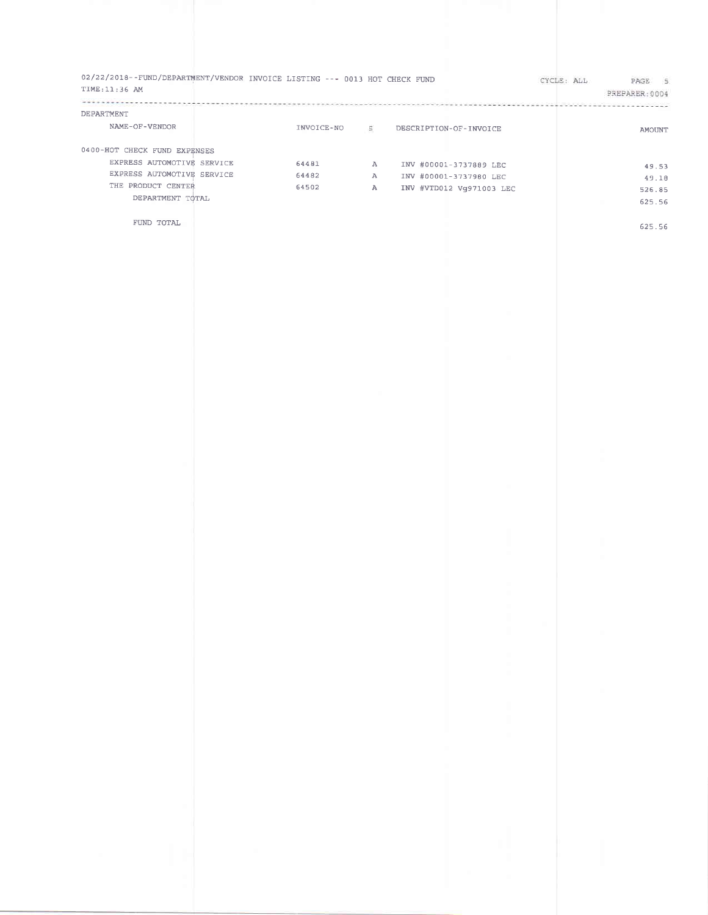02/22/2018--FUND/DEPARTMENT/VENDOR INVOICE LISTING --- 0013 HOT CHECK FUND

TIME:11:36 AM

CYCLE: ALL

PREPARER:0004

| DEPARTMENT / NAME-OF-VENDOR | INVOICE-NO | S | DESCRIPTION-OF-INVOICE | AMOUNT |
|---|---|---|---|---|
| 0400-HOT CHECK FUND EXPENSES | | | | |
| EXPRESS AUTOMOTIVE SERVICE | 64481 | A | INV #00001-3737889 LEC | 49.53 |
| EXPRESS AUTOMOTIVE SERVICE | 64482 | A | INV #00001-3737980 LEC | 49.18 |
| THE PRODUCT CENTER | 64502 | A | INV #VTD012 Vg971003 LEC | 526.85 |
| DEPARTMENT TOTAL | | | | 625.56 |
| FUND TOTAL | | | | 625.56 |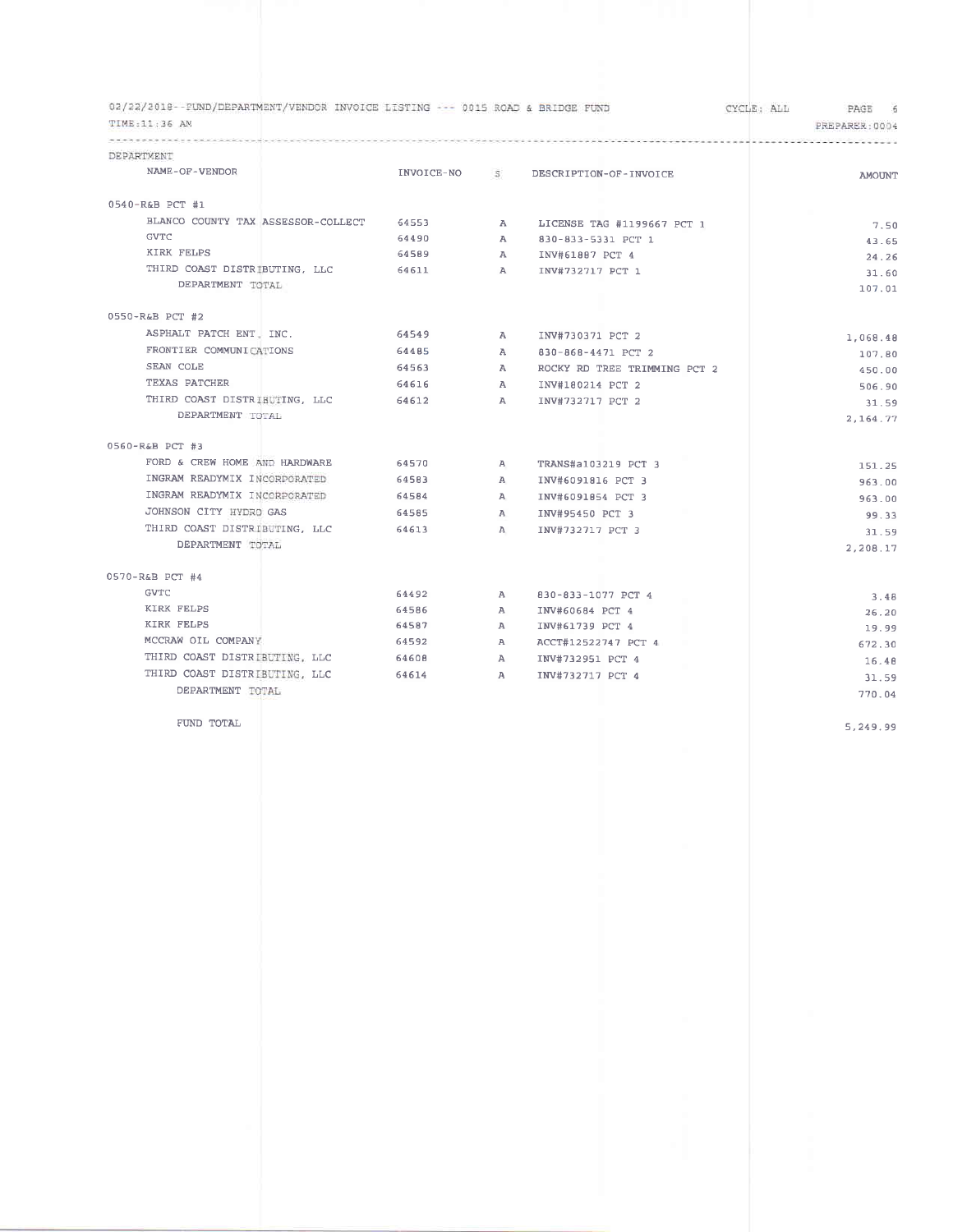02/22/2018--FUND/DEPARTMENT/VENDOR INVOICE LISTING --- 0015 ROAD & BRIDGE FUND CYCLE: ALL

TIME:11:36 AM PREPARER:0004

| DEPARTMENT NAME-OF-VENDOR | INVOICE-NO | S | DESCRIPTION-OF-INVOICE | AMOUNT |
|---|---|---|---|---|
| **0540-R&B PCT #1** | | | | |
| BLANCO COUNTY TAX ASSESSOR-COLLECT | 64553 | A | LICENSE TAG #1199667 PCT 1 | 7.50 |
| GVTC | 64490 | A | 830-833-5331 PCT 1 | 43.65 |
| KIRK FELPS | 64589 | A | INV#61887 PCT 4 | 24.26 |
| THIRD COAST DISTRIBUTING, LLC | 64611 | A | INV#732717 PCT 1 | 31.60 |
| DEPARTMENT TOTAL | | | | 107.01 |
| **0550-R&B PCT #2** | | | | |
| ASPHALT PATCH ENT. INC. | 64549 | A | INV#730371 PCT 2 | 1,068.48 |
| FRONTIER COMMUNICATIONS | 64485 | A | 830-868-4471 PCT 2 | 107.80 |
| SEAN COLE | 64563 | A | ROCKY RD TREE TRIMMING PCT 2 | 450.00 |
| TEXAS PATCHER | 64616 | A | INV#180214 PCT 2 | 506.90 |
| THIRD COAST DISTRIBUTING, LLC | 64612 | A | INV#732717 PCT 2 | 31.59 |
| DEPARTMENT TOTAL | | | | 2,164.77 |
| **0560-R&B PCT #3** | | | | |
| FORD & CREW HOME AND HARDWARE | 64570 | A | TRANS#a103219 PCT 3 | 151.25 |
| INGRAM READYMIX INCORPORATED | 64583 | A | INV#6091816 PCT 3 | 963.00 |
| INGRAM READYMIX INCORPORATED | 64584 | A | INV#6091854 PCT 3 | 963.00 |
| JOHNSON CITY HYDRO GAS | 64585 | A | INV#95450 PCT 3 | 99.33 |
| THIRD COAST DISTRIBUTING, LLC | 64613 | A | INV#732717 PCT 3 | 31.59 |
| DEPARTMENT TOTAL | | | | 2,208.17 |
| **0570-R&B PCT #4** | | | | |
| GVTC | 64492 | A | 830-833-1077 PCT 4 | 3.48 |
| KIRK FELPS | 64586 | A | INV#60684 PCT 4 | 26.20 |
| KIRK FELPS | 64587 | A | INV#61739 PCT 4 | 19.99 |
| MCCRAW OIL COMPANY | 64592 | A | ACCT#12522747 PCT 4 | 672.30 |
| THIRD COAST DISTRIBUTING, LLC | 64608 | A | INV#732951 PCT 4 | 16.48 |
| THIRD COAST DISTRIBUTING, LLC | 64614 | A | INV#732717 PCT 4 | 31.59 |
| DEPARTMENT TOTAL | | | | 770.04 |
| FUND TOTAL | | | | 5,249.99 |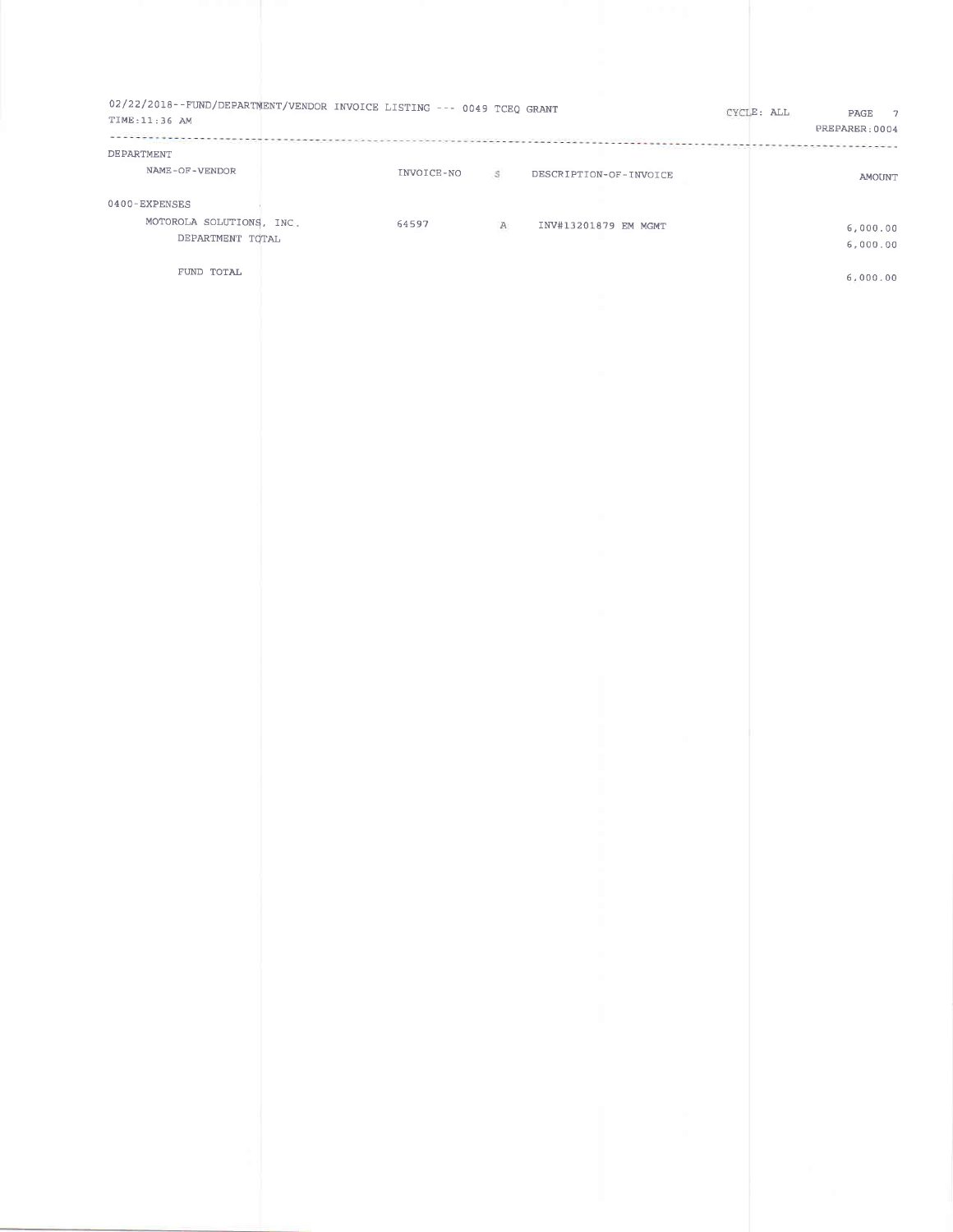02/22/2018--FUND/DEPARTMENT/VENDOR INVOICE LISTING --- 0049 TCEQ GRANT

TIME:11:36 AM

CYCLE: ALL

PREPARER:0004

| DEPARTMENT NAME-OF-VENDOR | INVOICE-NO | S | DESCRIPTION-OF-INVOICE | AMOUNT |
|---|---|---|---|---|
| 0400-EXPENSES | | | | |
| MOTOROLA SOLUTIONS, INC. | 64597 | A | INV#13201879 EM MGMT | 6,000.00 |
| DEPARTMENT TOTAL | | | | 6,000.00 |
| FUND TOTAL | | | | 6,000.00 |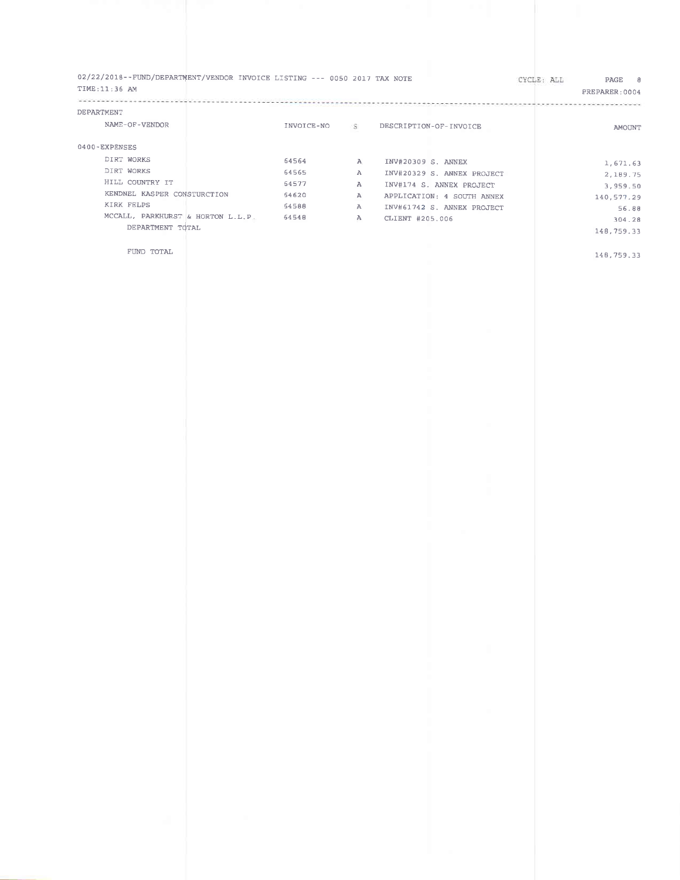02/22/2018--FUND/DEPARTMENT/VENDOR INVOICE LISTING --- 0050 2017 TAX NOTE CYCLE: ALL PAGE 8

TIME:11:36 AM PREPARER:0004

| DEPARTMENT<br>NAME-OF-VENDOR | INVOICE-NO | S | DESCRIPTION-OF-INVOICE | AMOUNT |
|---|---|---|---|---|
| 0400-EXPENSES | | | | |
| DIRT WORKS | 64564 | A | INV#20309 S. ANNEX | 1,671.63 |
| DIRT WORKS | 64565 | A | INV#20329 S. ANNEX PROJECT | 2,189.75 |
| HILL COUNTRY IT | 64577 | A | INV#174 S. ANNEX PROJECT | 3,959.50 |
| KENDNEL KASPER CONSTURCTION | 64620 | A | APPLICATION: 4 SOUTH ANNEX | 140,577.29 |
| KIRK FELPS | 64588 | A | INV#61742 S. ANNEX PROJECT | 56.88 |
| MCCALL, PARKHURST & HORTON L.L.P. | 64548 | A | CLIENT #205.006 | 304.28 |
| DEPARTMENT TOTAL | | | | 148,759.33 |
| FUND TOTAL | | | | 148,759.33 |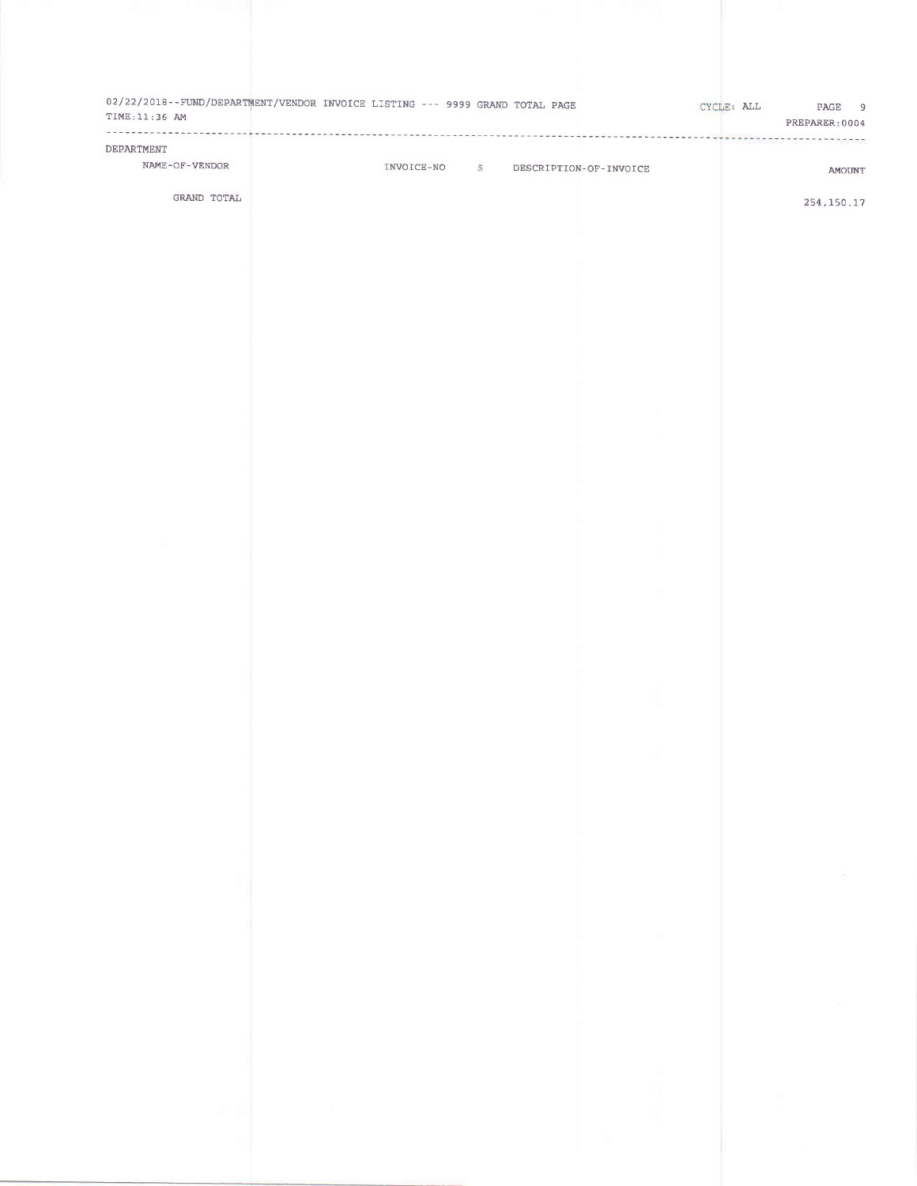02/22/2018--FUND/DEPARTMENT/VENDOR INVOICE LISTING --- 9999 GRAND TOTAL PAGE

TIME:11:36 AM

CYCLE: ALL

PREPARER:0004

| DEPARTMENT NAME-OF-VENDOR | INVOICE-NO | S | DESCRIPTION-OF-INVOICE | AMOUNT |
|---|---|---|---|---|
| GRAND TOTAL | | | | 254,150.17 |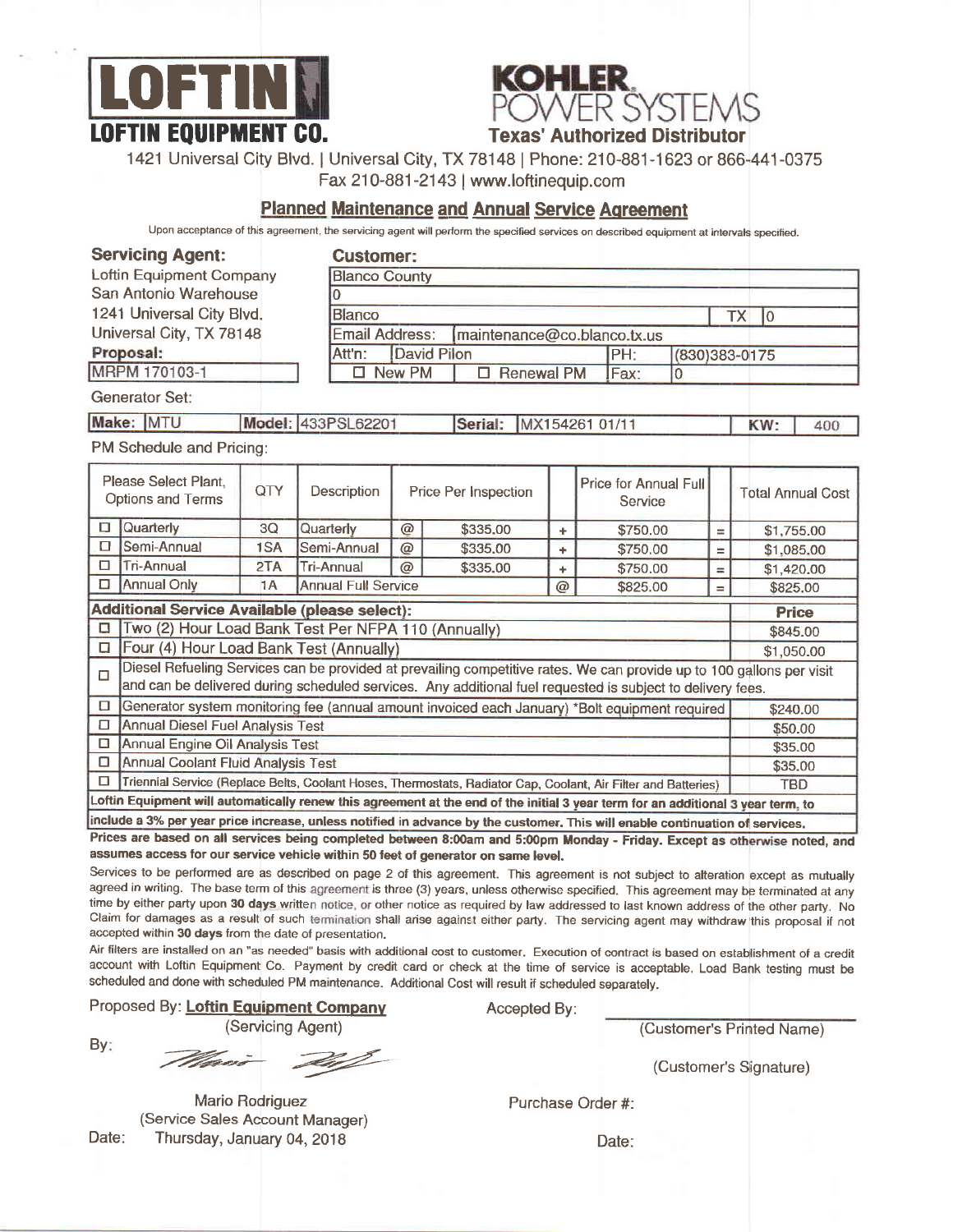**LOFTIN EQUIPMENT CO.**

**KOHLER. POWER SYSTEMS**
**Texas' Authorized Distributor**

1421 Universal City Blvd. | Universal City, TX 78148 | Phone: 210-881-1623 or 866-441-0375
Fax 210-881-2143 | www.loftinequip.com

## Planned Maintenance and Annual Service Agreement

Upon acceptance of this agreement, the servicing agent will perform the specified services on described equipment at intervals specified.

**Servicing Agent:**
Loftin Equipment Company
San Antonio Warehouse
1241 Universal City Blvd.
Universal City, TX 78148

**Proposal:**
MRPM 170103-1

**Customer:**

| | | | | |
|---|---|---|---|---|
| Blanco County | | | | |
| 0 | | | | |
| Blanco | | | TX | 0 |
| Email Address: | maintenance@co.blanco.tx.us | | | |
| Att'n: | David Pilon | PH: | (830)383-0175 | |
| ☐ New PM | ☐ Renewal PM | Fax: | 0 | |

Generator Set:

| Make: | MTU | Model: | 433PSL62201 | Serial: | MX154261 01/11 | KW: | 400 |
|---|---|---|---|---|---|---|---|

PM Schedule and Pricing:

| | Please Select Plant, Options and Terms | QTY | Description | | Price Per Inspection | | Price for Annual Full Service | | Total Annual Cost |
|---|---|---|---|---|---|---|---|---|---|
| ☐ | Quarterly | 3Q | Quarterly | @ | $335.00 | + | $750.00 | = | $1,755.00 |
| ☐ | Semi-Annual | 1SA | Semi-Annual | @ | $335.00 | + | $750.00 | = | $1,085.00 |
| ☐ | Tri-Annual | 2TA | Tri-Annual | @ | $335.00 | + | $750.00 | = | $1,420.00 |
| ☐ | Annual Only | 1A | Annual Full Service | | | @ | $825.00 | = | $825.00 |

| | Additional Service Available (please select): | Price |
|---|---|---|
| ☐ | Two (2) Hour Load Bank Test Per NFPA 110 (Annually) | $845.00 |
| ☐ | Four (4) Hour Load Bank Test (Annually) | $1,050.00 |
| ☐ | Diesel Refueling Services can be provided at prevailing competitive rates. We can provide up to 100 gallons per visit and can be delivered during scheduled services. Any additional fuel requested is subject to delivery fees. | |
| ☐ | Generator system monitoring fee (annual amount invoiced each January) *Bolt equipment required | $240.00 |
| ☐ | Annual Diesel Fuel Analysis Test | $50.00 |
| ☐ | Annual Engine Oil Analysis Test | $35.00 |
| ☐ | Annual Coolant Fluid Analysis Test | $35.00 |
| ☐ | Triennial Service (Replace Belts, Coolant Hoses, Thermostats, Radiator Cap, Coolant, Air Filter and Batteries) | TBD |

**Loftin Equipment will automatically renew this agreement at the end of the initial 3 year term for an additional 3 year term, to include a 3% per year price increase, unless notified in advance by the customer. This will enable continuation of services.**

**Prices are based on all services being completed between 8:00am and 5:00pm Monday - Friday. Except as otherwise noted, and assumes access for our service vehicle within 50 feet of generator on same level.**

Services to be performed are as described on page 2 of this agreement. This agreement is not subject to alteration except as mutually agreed in writing. The base term of this agreement is three (3) years, unless otherwise specified. This agreement may be terminated at any time by either party upon **30 days** written notice, or other notice as required by law addressed to last known address of the other party. No Claim for damages as a result of such termination shall arise against either party. The servicing agent may withdraw this proposal if not accepted within **30 days** from the date of presentation.

Air filters are installed on an "as needed" basis with additional cost to customer. Execution of contract is based on establishment of a credit account with Loftin Equipment Co. Payment by credit card or check at the time of service is acceptable. Load Bank testing must be scheduled and done with scheduled PM maintenance. Additional Cost will result if scheduled separately.

Proposed By: **Loftin Equipment Company**
(Servicing Agent)

By: [signature]

Mario Rodriguez
(Service Sales Account Manager)

Date: Thursday, January 04, 2018

Accepted By:

(Customer's Printed Name)

(Customer's Signature)

Purchase Order #:

Date: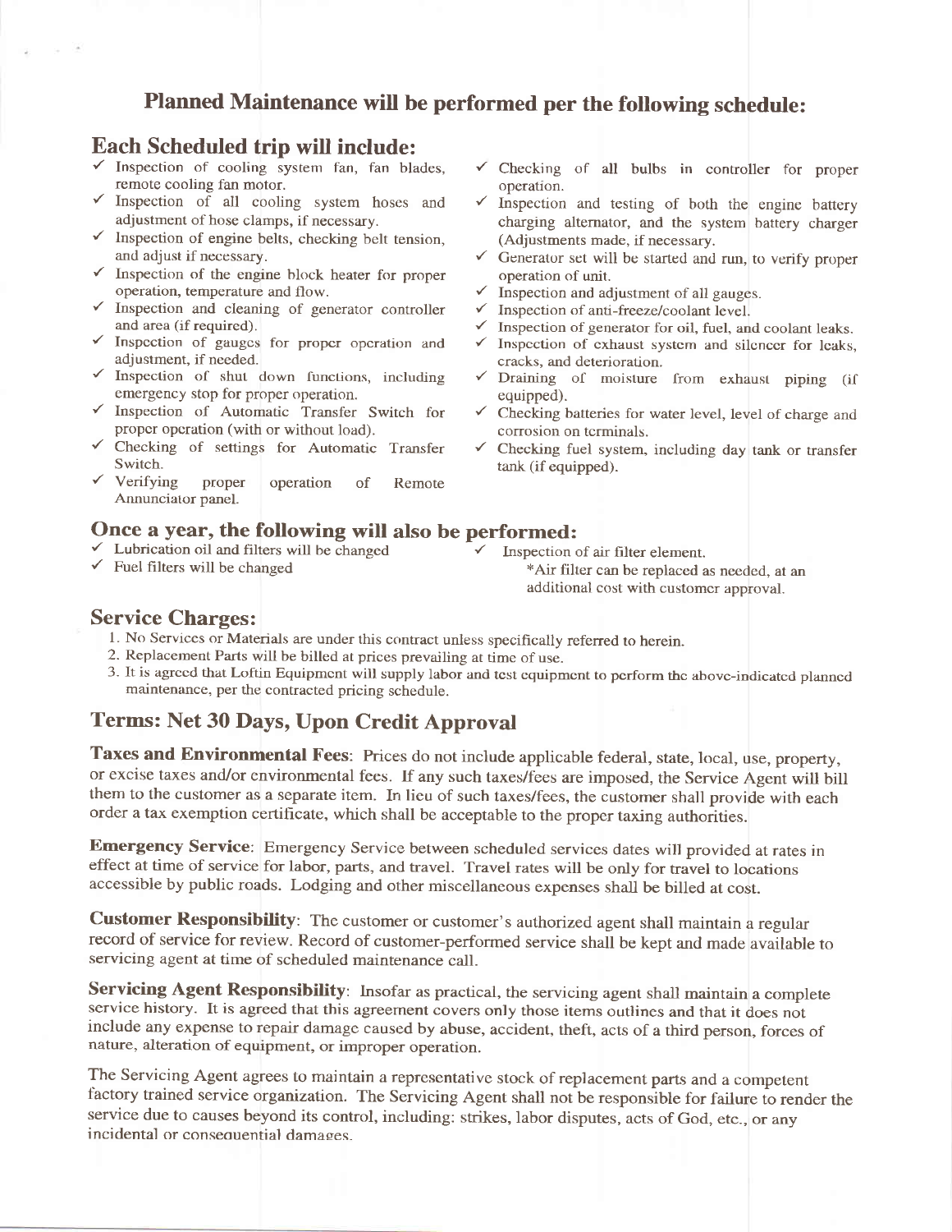# Planned Maintenance will be performed per the following schedule:

## Each Scheduled trip will include:

- ✓ Inspection of cooling system fan, fan blades, remote cooling fan motor.
- ✓ Inspection of all cooling system hoses and adjustment of hose clamps, if necessary.
- ✓ Inspection of engine belts, checking belt tension, and adjust if necessary.
- ✓ Inspection of the engine block heater for proper operation, temperature and flow.
- ✓ Inspection and cleaning of generator controller and area (if required).
- ✓ Inspection of gauges for proper operation and adjustment, if needed.
- ✓ Inspection of shut down functions, including emergency stop for proper operation.
- ✓ Inspection of Automatic Transfer Switch for proper operation (with or without load).
- ✓ Checking of settings for Automatic Transfer Switch.
- ✓ Verifying proper operation of Remote Annunciator panel.
- ✓ Checking of all bulbs in controller for proper operation.
- ✓ Inspection and testing of both the engine battery charging alternator, and the system battery charger (Adjustments made, if necessary.
- ✓ Generator set will be started and run, to verify proper operation of unit.
- ✓ Inspection and adjustment of all gauges.
- ✓ Inspection of anti-freeze/coolant level.
- ✓ Inspection of generator for oil, fuel, and coolant leaks.
- ✓ Inspection of exhaust system and silencer for leaks, cracks, and deterioration.
- ✓ Draining of moisture from exhaust piping (if equipped).
- ✓ Checking batteries for water level, level of charge and corrosion on terminals.
- ✓ Checking fuel system, including day tank or transfer tank (if equipped).

## Once a year, the following will also be performed:

- ✓ Lubrication oil and filters will be changed
- ✓ Fuel filters will be changed
- ✓ Inspection of air filter element.
  *Air filter can be replaced as needed, at an additional cost with customer approval.

## Service Charges:

1. No Services or Materials are under this contract unless specifically referred to herein.
2. Replacement Parts will be billed at prices prevailing at time of use.
3. It is agreed that Loftin Equipment will supply labor and test equipment to perform the above-indicated planned maintenance, per the contracted pricing schedule.

## Terms: Net 30 Days, Upon Credit Approval

**Taxes and Environmental Fees**: Prices do not include applicable federal, state, local, use, property, or excise taxes and/or environmental fees. If any such taxes/fees are imposed, the Service Agent will bill them to the customer as a separate item. In lieu of such taxes/fees, the customer shall provide with each order a tax exemption certificate, which shall be acceptable to the proper taxing authorities.

**Emergency Service**: Emergency Service between scheduled services dates will provided at rates in effect at time of service for labor, parts, and travel. Travel rates will be only for travel to locations accessible by public roads. Lodging and other miscellaneous expenses shall be billed at cost.

**Customer Responsibility**: The customer or customer's authorized agent shall maintain a regular record of service for review. Record of customer-performed service shall be kept and made available to servicing agent at time of scheduled maintenance call.

**Servicing Agent Responsibility**: Insofar as practical, the servicing agent shall maintain a complete service history. It is agreed that this agreement covers only those items outlines and that it does not include any expense to repair damage caused by abuse, accident, theft, acts of a third person, forces of nature, alteration of equipment, or improper operation.

The Servicing Agent agrees to maintain a representative stock of replacement parts and a competent factory trained service organization. The Servicing Agent shall not be responsible for failure to render the service due to causes beyond its control, including: strikes, labor disputes, acts of God, etc., or any incidental or consequential damages.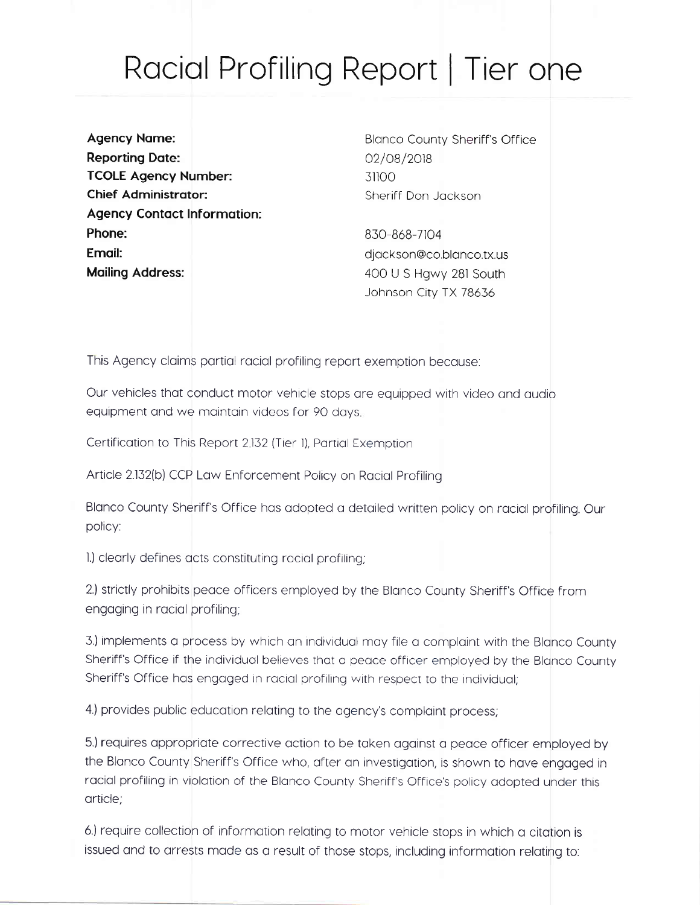# Racial Profiling Report | Tier one

| | |
|---|---|
| **Agency Name:** | Blanco County Sheriff's Office |
| **Reporting Date:** | 02/08/2018 |
| **TCOLE Agency Number:** | 31100 |
| **Chief Administrator:** | Sheriff Don Jackson |
| **Agency Contact Information:** | |
| **Phone:** | 830-868-7104 |
| **Email:** | djackson@co.blanco.tx.us |
| **Mailing Address:** | 400 U S Hgwy 281 South<br>Johnson City TX 78636 |

This Agency claims partial racial profiling report exemption because:

Our vehicles that conduct motor vehicle stops are equipped with video and audio equipment and we maintain videos for 90 days.

Certification to This Report 2.132 (Tier 1), Partial Exemption

Article 2.132(b) CCP Law Enforcement Policy on Racial Profiling

Blanco County Sheriff's Office has adopted a detailed written policy on racial profiling. Our policy:

1.) clearly defines acts constituting racial profiling;

2.) strictly prohibits peace officers employed by the Blanco County Sheriff's Office from engaging in racial profiling;

3.) implements a process by which an individual may file a complaint with the Blanco County Sheriff's Office if the individual believes that a peace officer employed by the Blanco County Sheriff's Office has engaged in racial profiling with respect to the individual;

4.) provides public education relating to the agency's complaint process;

5.) requires appropriate corrective action to be taken against a peace officer employed by the Blanco County Sheriff's Office who, after an investigation, is shown to have engaged in racial profiling in violation of the Blanco County Sheriff's Office's policy adopted under this article;

6.) require collection of information relating to motor vehicle stops in which a citation is issued and to arrests made as a result of those stops, including information relating to: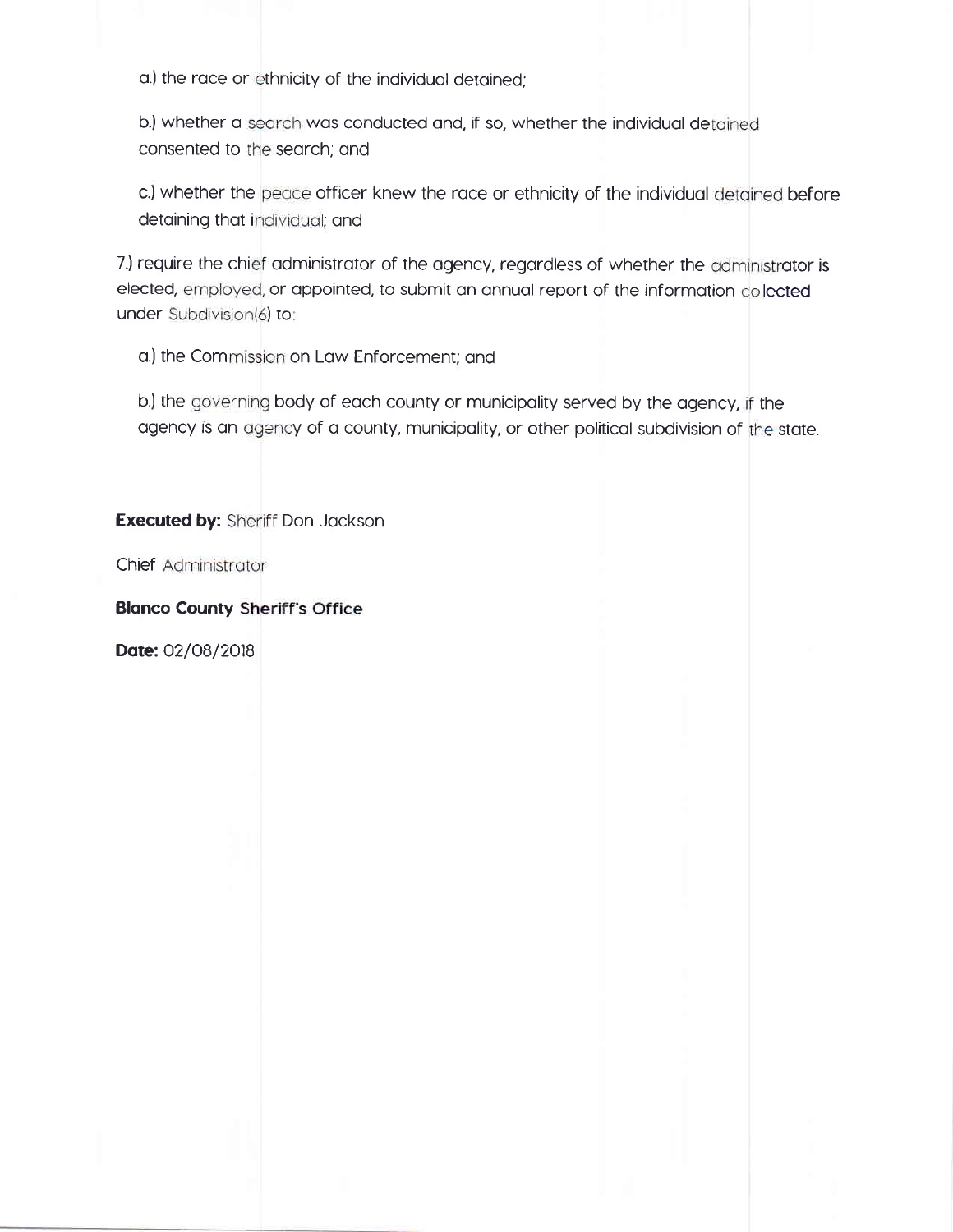a.) the race or ethnicity of the individual detained;

b.) whether a search was conducted and, if so, whether the individual detained consented to the search; and

c.) whether the peace officer knew the race or ethnicity of the individual detained before detaining that individual; and

7.) require the chief administrator of the agency, regardless of whether the administrator is elected, employed, or appointed, to submit an annual report of the information collected under Subdivision(6) to:

a.) the Commission on Law Enforcement; and

b.) the governing body of each county or municipality served by the agency, if the agency is an agency of a county, municipality, or other political subdivision of the state.

**Executed by:** Sheriff Don Jackson

Chief Administrator

**Blanco County Sheriff's Office**

**Date:** 02/08/2018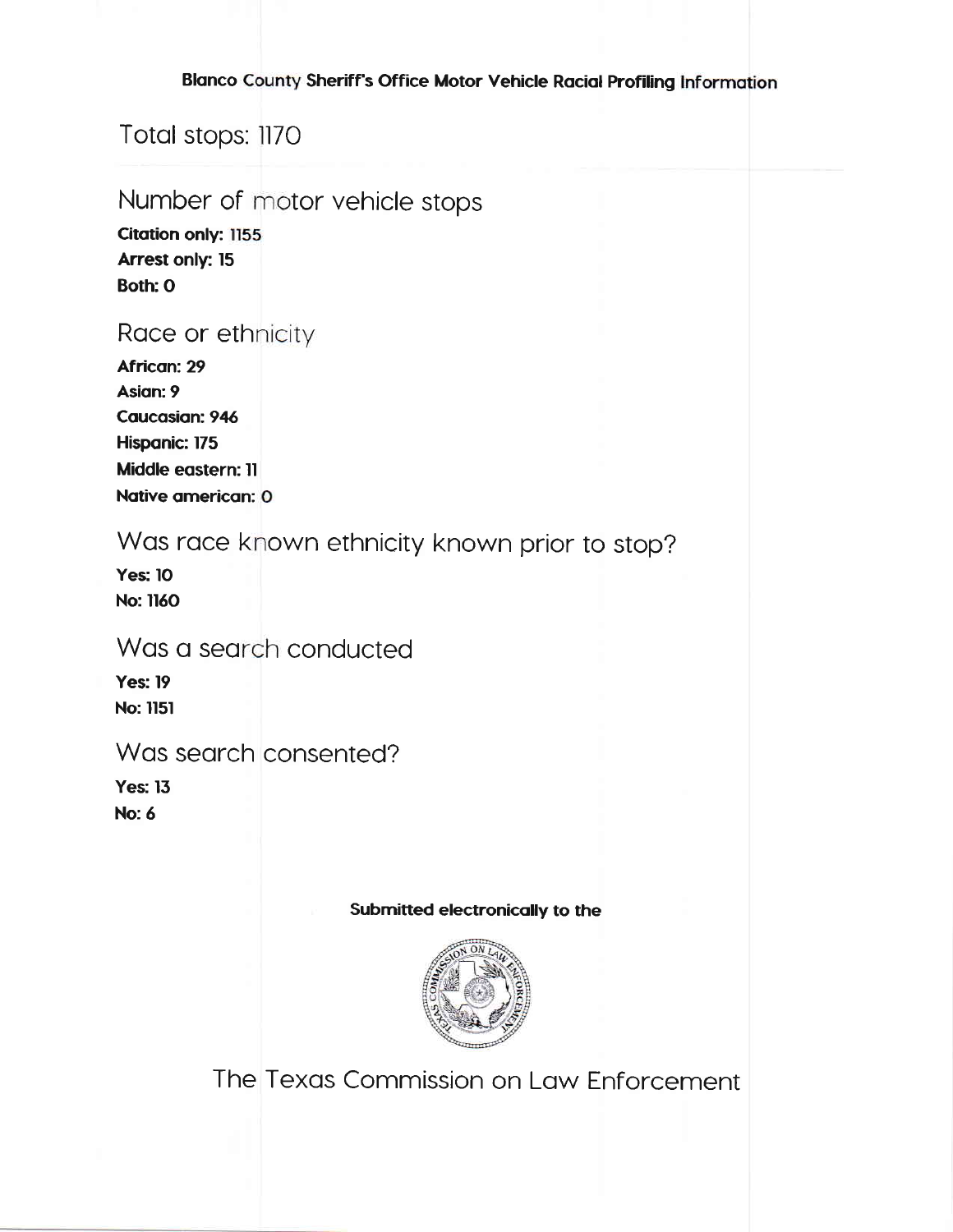**Blanco County Sheriff's Office Motor Vehicle Racial Profiling Information**

## Total stops: 1170

## Number of motor vehicle stops

**Citation only: 1155**
**Arrest only: 15**
**Both: 0**

## Race or ethnicity

**African: 29**
**Asian: 9**
**Caucasian: 946**
**Hispanic: 175**
**Middle eastern: 11**
**Native american: 0**

## Was race known ethnicity known prior to stop?

**Yes: 10**
**No: 1160**

## Was a search conducted

**Yes: 19**
**No: 1151**

## Was search consented?

**Yes: 13**
**No: 6**

**Submitted electronically to the**

The Texas Commission on Law Enforcement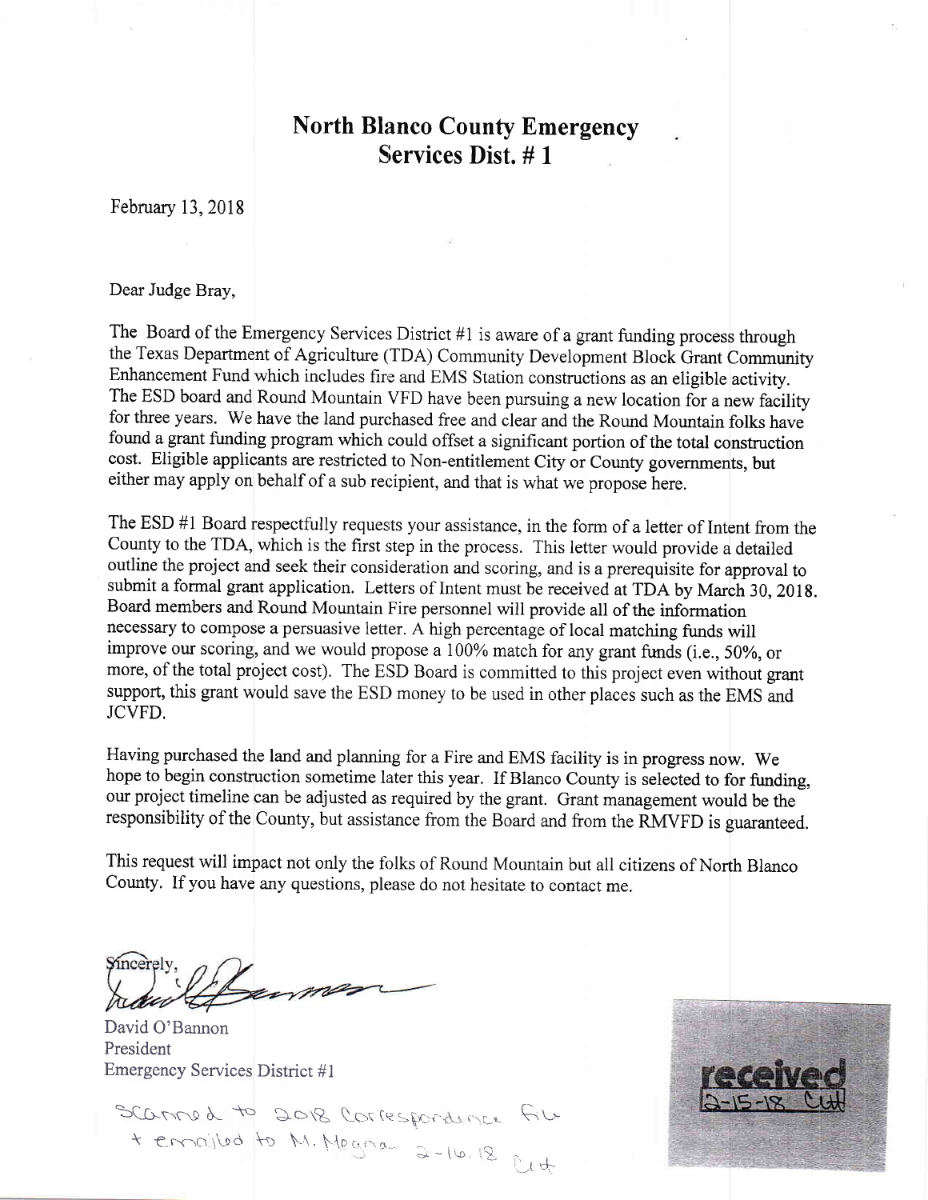# North Blanco County Emergency Services Dist. # 1

February 13, 2018

Dear Judge Bray,

The Board of the Emergency Services District #1 is aware of a grant funding process through the Texas Department of Agriculture (TDA) Community Development Block Grant Community Enhancement Fund which includes fire and EMS Station constructions as an eligible activity. The ESD board and Round Mountain VFD have been pursuing a new location for a new facility for three years. We have the land purchased free and clear and the Round Mountain folks have found a grant funding program which could offset a significant portion of the total construction cost. Eligible applicants are restricted to Non-entitlement City or County governments, but either may apply on behalf of a sub recipient, and that is what we propose here.

The ESD #1 Board respectfully requests your assistance, in the form of a letter of Intent from the County to the TDA, which is the first step in the process. This letter would provide a detailed outline the project and seek their consideration and scoring, and is a prerequisite for approval to submit a formal grant application. Letters of Intent must be received at TDA by March 30, 2018. Board members and Round Mountain Fire personnel will provide all of the information necessary to compose a persuasive letter. A high percentage of local matching funds will improve our scoring, and we would propose a 100% match for any grant funds (i.e., 50%, or more, of the total project cost). The ESD Board is committed to this project even without grant support, this grant would save the ESD money to be used in other places such as the EMS and JCVFD.

Having purchased the land and planning for a Fire and EMS facility is in progress now. We hope to begin construction sometime later this year. If Blanco County is selected to for funding, our project timeline can be adjusted as required by the grant. Grant management would be the responsibility of the County, but assistance from the Board and from the RMVFD is guaranteed.

This request will impact not only the folks of Round Mountain but all citizens of North Blanco County. If you have any questions, please do not hesitate to contact me.

Sincerely,

David O'Bannon
President
Emergency Services District #1

Scanned to 2018 Correspondence file + emailed to M. Magnan 2-16-18 CH

received
2-15-18 CH